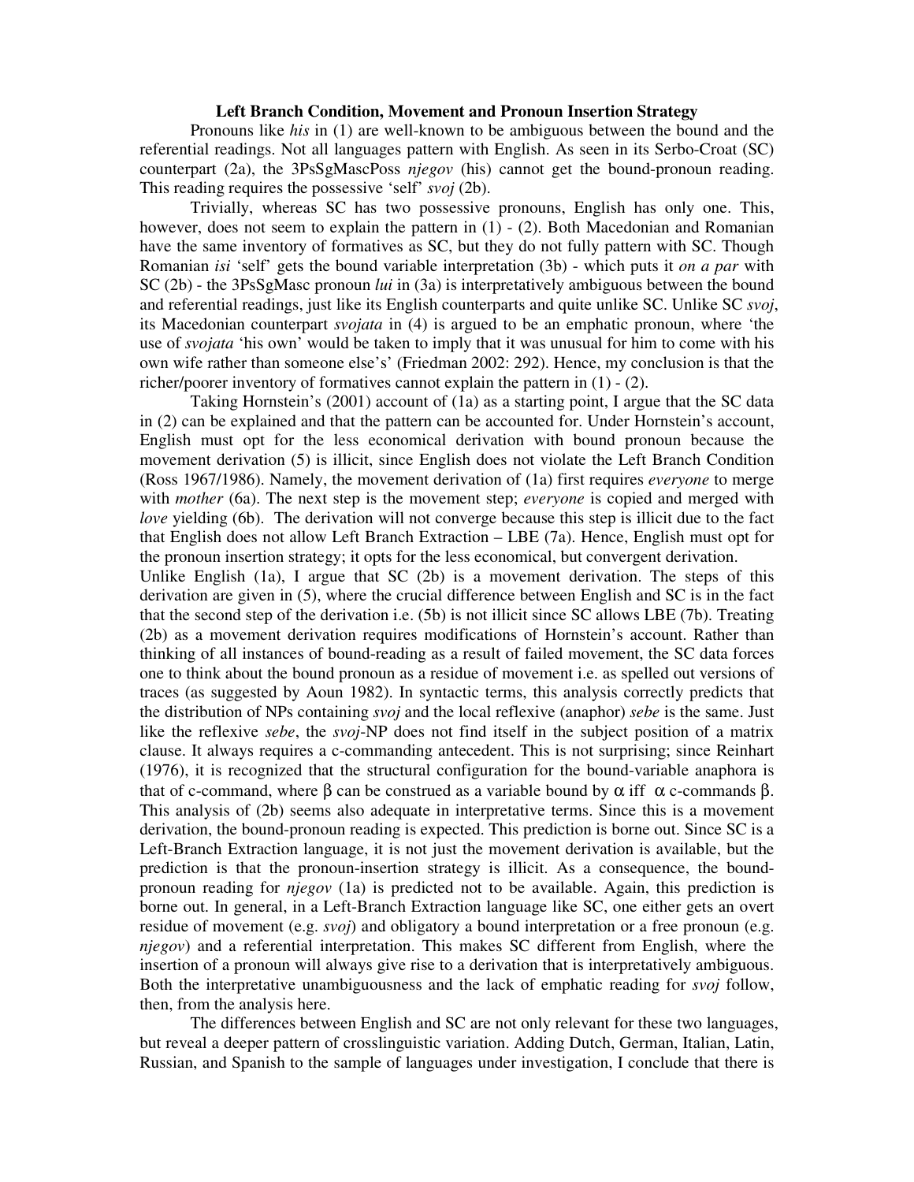# Left Branch Condition, Movement and Pronoun Insertion Strategy

Pronouns like *his* in (1) are well-known to be ambiguous between the bound and the referential readings. Not all languages pattern with English. As seen in its Serbo-Croat (SC) counterpart (2a), the 3PsSgMascPoss *njegov* (his) cannot get the bound-pronoun reading. This reading requires the possessive 'self' *svoj* (2b).

Trivially, whereas SC has two possessive pronouns, English has only one. This, however, does not seem to explain the pattern in (1) - (2). Both Macedonian and Romanian have the same inventory of formatives as SC, but they do not fully pattern with SC. Though Romanian *isi* 'self' gets the bound variable interpretation (3b) - which puts it *on a par* with SC (2b) - the 3PsSgMasc pronoun *lui* in (3a) is interpretatively ambiguous between the bound and referential readings, just like its English counterparts and quite unlike SC. Unlike SC *svoj*, its Macedonian counterpart *svojata* in (4) is argued to be an emphatic pronoun, where 'the use of *svojata* 'his own' would be taken to imply that it was unusual for him to come with his own wife rather than someone else's' (Friedman 2002: 292). Hence, my conclusion is that the richer/poorer inventory of formatives cannot explain the pattern in (1) - (2).

Taking Hornstein's (2001) account of (1a) as a starting point, I argue that the SC data in (2) can be explained and that the pattern can be accounted for. Under Hornstein's account, English must opt for the less economical derivation with bound pronoun because the movement derivation (5) is illicit, since English does not violate the Left Branch Condition (Ross 1967/1986). Namely, the movement derivation of (1a) first requires *everyone* to merge with *mother* (6a). The next step is the movement step; *everyone* is copied and merged with *love* yielding (6b). The derivation will not converge because this step is illicit due to the fact that English does not allow Left Branch Extraction – LBE (7a). Hence, English must opt for the pronoun insertion strategy; it opts for the less economical, but convergent derivation.

Unlike English (1a), I argue that SC (2b) is a movement derivation. The steps of this derivation are given in (5), where the crucial difference between English and SC is in the fact that the second step of the derivation i.e. (5b) is not illicit since SC allows LBE (7b). Treating (2b) as a movement derivation requires modifications of Hornstein's account. Rather than thinking of all instances of bound-reading as a result of failed movement, the SC data forces one to think about the bound pronoun as a residue of movement i.e. as spelled out versions of traces (as suggested by Aoun 1982). In syntactic terms, this analysis correctly predicts that the distribution of NPs containing *svoj* and the local reflexive (anaphor) *sebe* is the same. Just like the reflexive *sebe*, the *svoj*-NP does not find itself in the subject position of a matrix clause. It always requires a c-commanding antecedent. This is not surprising; since Reinhart (1976), it is recognized that the structural configuration for the bound-variable anaphora is that of c-command, where $\beta$ can be construed as a variable bound by $\alpha$ iff $\alpha$ c-commands $\beta$. This analysis of (2b) seems also adequate in interpretative terms. Since this is a movement derivation, the bound-pronoun reading is expected. This prediction is borne out. Since SC is a Left-Branch Extraction language, it is not just the movement derivation is available, but the prediction is that the pronoun-insertion strategy is illicit. As a consequence, the bound-pronoun reading for *njegov* (1a) is predicted not to be available. Again, this prediction is borne out. In general, in a Left-Branch Extraction language like SC, one either gets an overt residue of movement (e.g. *svoj*) and obligatory a bound interpretation or a free pronoun (e.g. *njegov*) and a referential interpretation. This makes SC different from English, where the insertion of a pronoun will always give rise to a derivation that is interpretatively ambiguous. Both the interpretative unambiguousness and the lack of emphatic reading for *svoj* follow, then, from the analysis here.

The differences between English and SC are not only relevant for these two languages, but reveal a deeper pattern of crosslinguistic variation. Adding Dutch, German, Italian, Latin, Russian, and Spanish to the sample of languages under investigation, I conclude that there is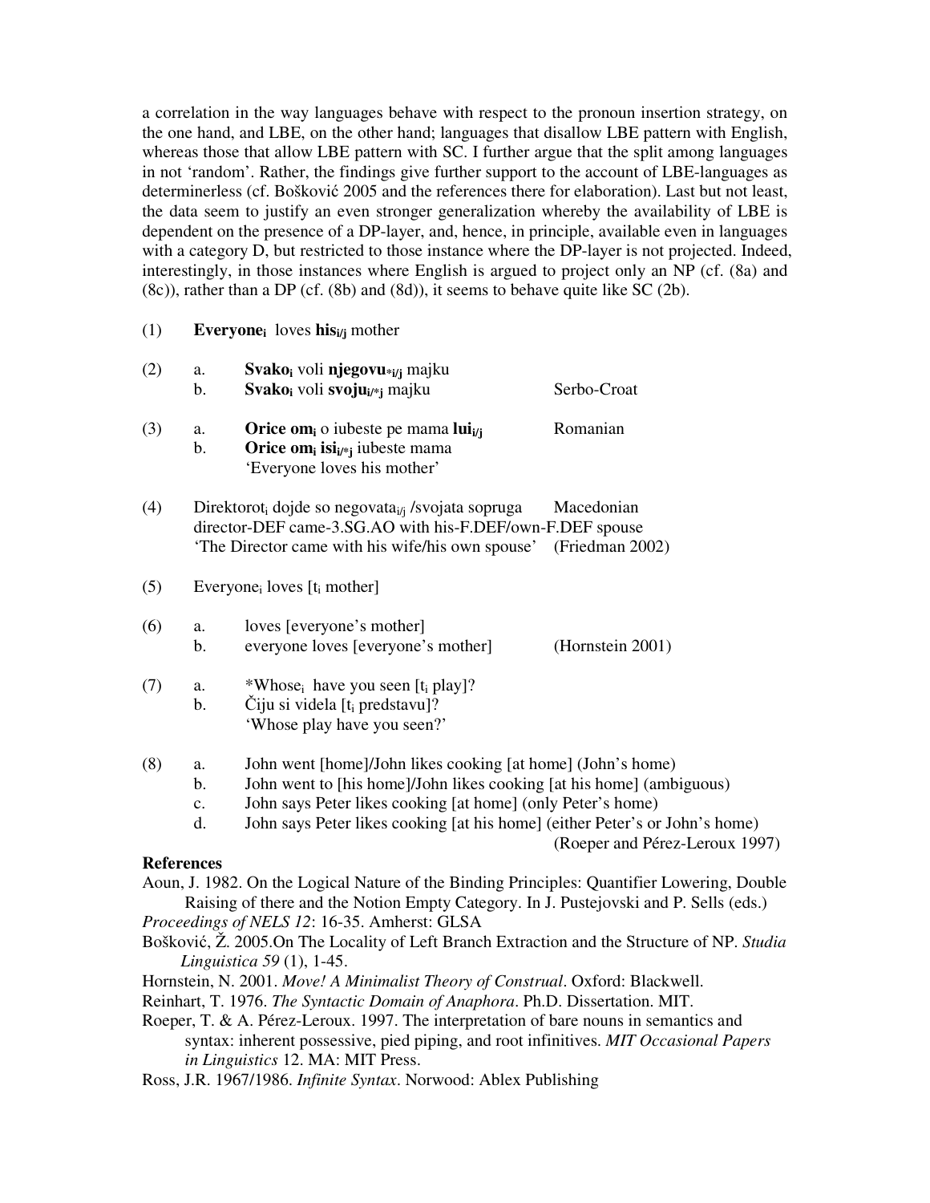a correlation in the way languages behave with respect to the pronoun insertion strategy, on the one hand, and LBE, on the other hand; languages that disallow LBE pattern with English, whereas those that allow LBE pattern with SC. I further argue that the split among languages in not 'random'. Rather, the findings give further support to the account of LBE-languages as determinerless (cf. Bošković 2005 and the references there for elaboration). Last but not least, the data seem to justify an even stronger generalization whereby the availability of LBE is dependent on the presence of a DP-layer, and, hence, in principle, available even in languages with a category D, but restricted to those instance where the DP-layer is not projected. Indeed, interestingly, in those instances where English is argued to project only an NP (cf. (8a) and (8c)), rather than a DP (cf. (8b) and (8d)), it seems to behave quite like SC (2b).

(1) **Everyone**$_i$ loves **his**$_{i/j}$ mother

(2) a. **Svako**$_i$ voli **njegovu**$_{*i/j}$ majku
    b. **Svako**$_i$ voli **svoju**$_{i/*j}$ majku — Serbo-Croat

(3) a. **Orice om**$_i$ o iubeste pe mama **lui**$_{i/j}$ — Romanian
    b. **Orice om**$_i$ **isi**$_{i/*j}$ iubeste mama
    'Everyone loves his mother'

(4) Direktorot$_i$ dojde so negovata$_{i/j}$ /svojata sopruga — Macedonian
    director-DEF came-3.SG.AO with his-F.DEF/own-F.DEF spouse
    'The Director came with his wife/his own spouse' (Friedman 2002)

(5) Everyone$_i$ loves [t$_i$ mother]

(6) a. loves [everyone's mother]
    b. everyone loves [everyone's mother] (Hornstein 2001)

(7) a. *Whose$_i$ have you seen [t$_i$ play]?
    b. Čiju si videla [t$_i$ predstavu]?
    'Whose play have you seen?'

(8) a. John went [home]/John likes cooking [at home] (John's home)
    b. John went to [his home]/John likes cooking [at his home] (ambiguous)
    c. John says Peter likes cooking [at home] (only Peter's home)
    d. John says Peter likes cooking [at his home] (either Peter's or John's home)
    (Roeper and Pérez-Leroux 1997)

## References

Aoun, J. 1982. On the Logical Nature of the Binding Principles: Quantifier Lowering, Double Raising of there and the Notion Empty Category. In J. Pustejovski and P. Sells (eds.) *Proceedings of NELS 12*: 16-35. Amherst: GLSA

Bošković, Ž. 2005.On The Locality of Left Branch Extraction and the Structure of NP. *Studia Linguistica 59* (1), 1-45.

Hornstein, N. 2001. *Move! A Minimalist Theory of Construal*. Oxford: Blackwell.

Reinhart, T. 1976. *The Syntactic Domain of Anaphora*. Ph.D. Dissertation. MIT.

Roeper, T. & A. Pérez-Leroux. 1997. The interpretation of bare nouns in semantics and syntax: inherent possessive, pied piping, and root infinitives. *MIT Occasional Papers in Linguistics* 12. MA: MIT Press.

Ross, J.R. 1967/1986. *Infinite Syntax*. Norwood: Ablex Publishing